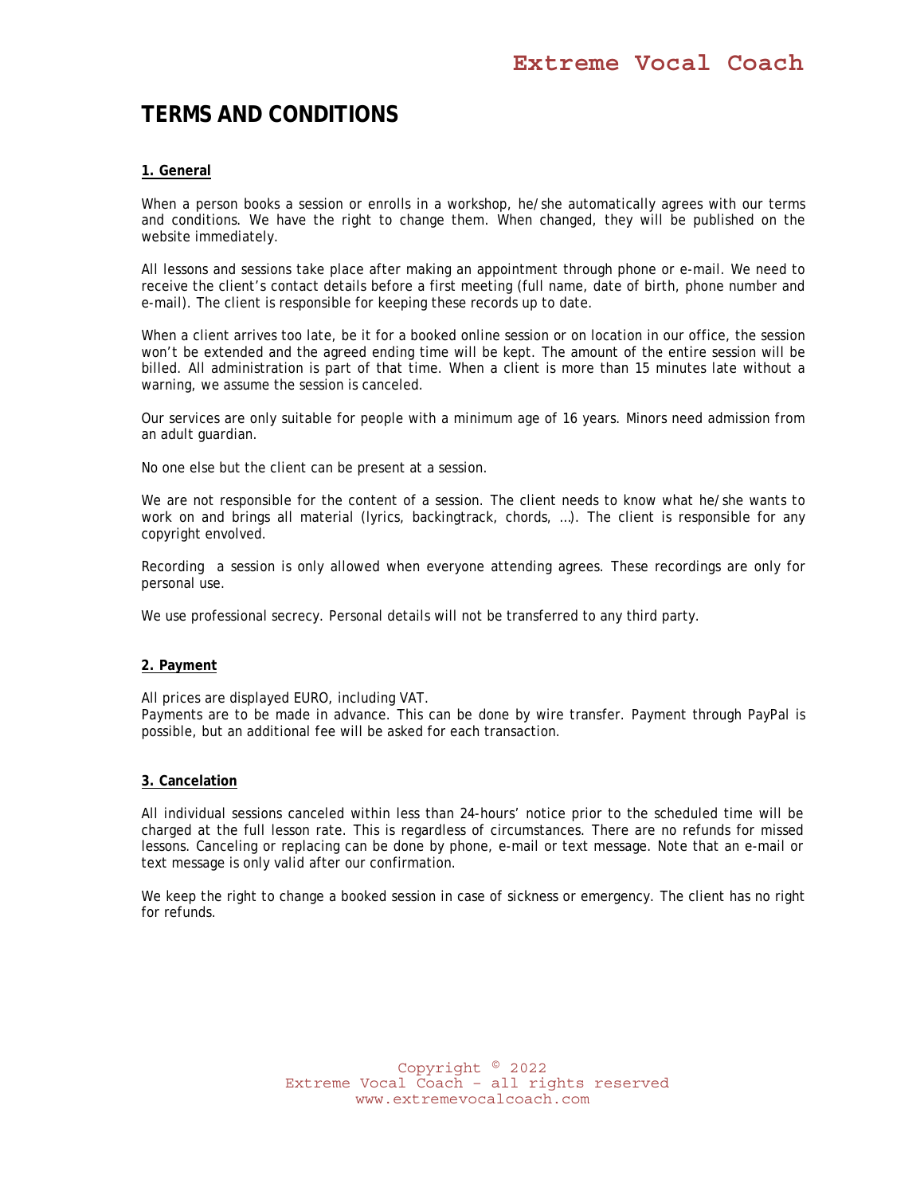# TERMS AND CONDITIONS

## 1. General

When a person books a session or enrolls in a workshop, he/she automatically agrees with our terms and conditions. We have the right to change them. When changed, they will be published on the website immediately.

All lessons and sessions take place after making an appointment through phone or e-mail. We need to receive the client's contact details before a first meeting (full name, date of birth, phone number and e-mail). The client is responsible for keeping these records up to date.

When a client arrives too late, be it for a booked online session or on location in our office, the session won't be extended and the agreed ending time will be kept. The amount of the entire session will be billed. All administration is part of that time. When a client is more than 15 minutes late without a warning, we assume the session is canceled.

Our services are only suitable for people with a minimum age of 16 years. Minors need admission from an adult guardian.

No one else but the client can be present at a session.

We are not responsible for the content of a session. The client needs to know what he/she wants to work on and brings all material (lyrics, backingtrack, chords, …). The client is responsible for any copyright envolved.

Recording a session is only allowed when everyone attending agrees. These recordings are only for personal use.

We use professional secrecy. Personal details will not be transferred to any third party.

## 2. Payment

All prices are displayed EURO, including VAT.
Payments are to be made in advance. This can be done by wire transfer. Payment through PayPal is possible, but an additional fee will be asked for each transaction.

## 3. Cancelation

All individual sessions canceled within less than 24-hours' notice prior to the scheduled time will be charged at the full lesson rate. This is regardless of circumstances. There are no refunds for missed lessons. Canceling or replacing can be done by phone, e-mail or text message. Note that an e-mail or text message is only valid after our confirmation.

We keep the right to change a booked session in case of sickness or emergency. The client has no right for refunds.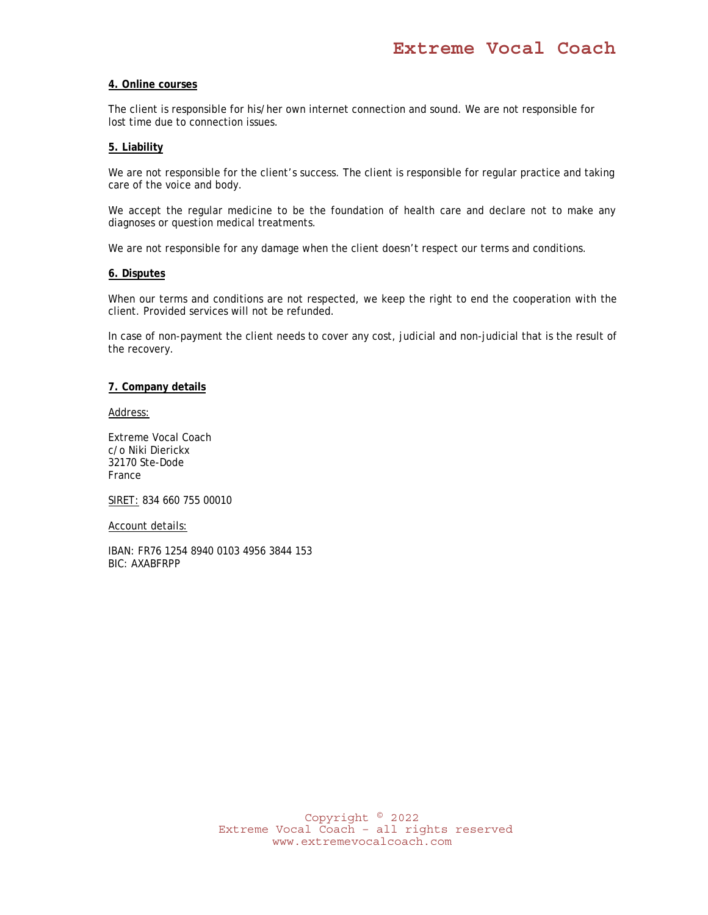**4. Online courses**

The client is responsible for his/her own internet connection and sound. We are not responsible for lost time due to connection issues.

**5. Liability**

We are not responsible for the client's success. The client is responsible for regular practice and taking care of the voice and body.

We accept the regular medicine to be the foundation of health care and declare not to make any diagnoses or question medical treatments.

We are not responsible for any damage when the client doesn't respect our terms and conditions.

**6. Disputes**

When our terms and conditions are not respected, we keep the right to end the cooperation with the client. Provided services will not be refunded.

In case of non-payment the client needs to cover any cost, judicial and non-judicial that is the result of the recovery.

**7. Company details**

Address:

Extreme Vocal Coach
c/o Niki Dierickx
32170 Ste-Dode
France

SIRET: 834 660 755 00010

Account details:

IBAN: FR76 1254 8940 0103 4956 3844 153
BIC: AXABFRPP

Copyright © 2022
Extreme Vocal Coach - all rights reserved
www.extremevocalcoach.com